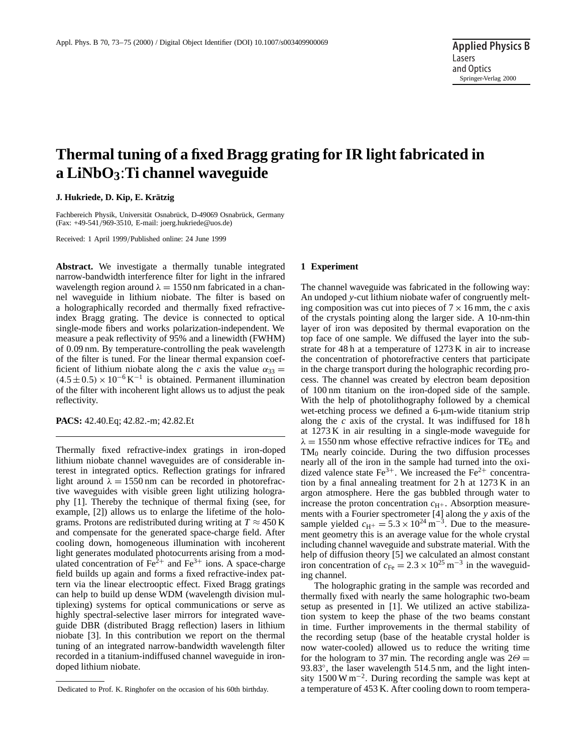# Thermal tuning of a fixed Bragg grating for IR light fabricated in a $LiNbO_3$:Ti channel waveguide

**J. Hukriede, D. Kip, E. Krätzig**

Fachbereich Physik, Universität Osnabrück, D-49069 Osnabrück, Germany
(Fax: +49-541/969-3510, E-mail: joerg.hukriede@uos.de)

Received: 1 April 1999/Published online: 24 June 1999

**Abstract.** We investigate a thermally tunable integrated narrow-bandwidth interference filter for light in the infrared wavelength region around $\lambda = 1550$ nm fabricated in a channel waveguide in lithium niobate. The filter is based on a holographically recorded and thermally fixed refractive-index Bragg grating. The device is connected to optical single-mode fibers and works polarization-independent. We measure a peak reflectivity of 95% and a linewidth (FWHM) of 0.09 nm. By temperature-controlling the peak wavelength of the filter is tuned. For the linear thermal expansion coefficient of lithium niobate along the *c* axis the value $\alpha_{33} = (4.5 \pm 0.5) \times 10^{-6}\,\mathrm{K}^{-1}$ is obtained. Permanent illumination of the filter with incoherent light allows us to adjust the peak reflectivity.

**PACS:** 42.40.Eq; 42.82.-m; 42.82.Et

---

Thermally fixed refractive-index gratings in iron-doped lithium niobate channel waveguides are of considerable interest in integrated optics. Reflection gratings for infrared light around $\lambda = 1550$ nm can be recorded in photorefractive waveguides with visible green light utilizing holography [1]. Thereby the technique of thermal fixing (see, for example, [2]) allows us to enlarge the lifetime of the holograms. Protons are redistributed during writing at $T \approx 450$ K and compensate for the generated space-charge field. After cooling down, homogeneous illumination with incoherent light generates modulated photocurrents arising from a modulated concentration of $Fe^{2+}$ and $Fe^{3+}$ ions. A space-charge field builds up again and forms a fixed refractive-index pattern via the linear electrooptic effect. Fixed Bragg gratings can help to build up dense WDM (wavelength division multiplexing) systems for optical communications or serve as highly spectral-selective laser mirrors for integrated waveguide DBR (distributed Bragg reflection) lasers in lithium niobate [3]. In this contribution we report on the thermal tuning of an integrated narrow-bandwidth wavelength filter recorded in a titanium-indiffused channel waveguide in iron-doped lithium niobate.

Dedicated to Prof. K. Ringhofer on the occasion of his 60th birthday.

## 1 Experiment

The channel waveguide was fabricated in the following way: An undoped *y*-cut lithium niobate wafer of congruently melting composition was cut into pieces of $7 \times 16$ mm, the *c* axis of the crystals pointing along the larger side. A 10-nm-thin layer of iron was deposited by thermal evaporation on the top face of one sample. We diffused the layer into the substrate for 48 h at a temperature of 1273 K in air to increase the concentration of photorefractive centers that participate in the charge transport during the holographic recording process. The channel was created by electron beam deposition of 100 nm titanium on the iron-doped side of the sample. With the help of photolithography followed by a chemical wet-etching process we defined a 6-μm-wide titanium strip along the *c* axis of the crystal. It was indiffused for 18 h at 1273 K in air resulting in a single-mode waveguide for $\lambda = 1550$ nm whose effective refractive indices for $TE_0$ and $TM_0$ nearly coincide. During the two diffusion processes nearly all of the iron in the sample had turned into the oxidized valence state $Fe^{3+}$. We increased the $Fe^{2+}$ concentration by a final annealing treatment for 2 h at 1273 K in an argon atmosphere. Here the gas bubbled through water to increase the proton concentration $c_{H^+}$. Absorption measurements with a Fourier spectrometer [4] along the *y* axis of the sample yielded $c_{H^+} = 5.3 \times 10^{24}\,\mathrm{m}^{-3}$. Due to the measurement geometry this is an average value for the whole crystal including channel waveguide and substrate material. With the help of diffusion theory [5] we calculated an almost constant iron concentration of $c_{Fe} = 2.3 \times 10^{25}\,\mathrm{m}^{-3}$ in the waveguiding channel.

The holographic grating in the sample was recorded and thermally fixed with nearly the same holographic two-beam setup as presented in [1]. We utilized an active stabilization system to keep the phase of the two beams constant in time. Further improvements in the thermal stability of the recording setup (base of the heatable crystal holder is now water-cooled) allowed us to reduce the writing time for the hologram to 37 min. The recording angle was $2\Theta = 93.83^\circ$, the laser wavelength 514.5 nm, and the light intensity $1500\,\mathrm{W\,m}^{-2}$. During recording the sample was kept at a temperature of 453 K. After cooling down to room tempera-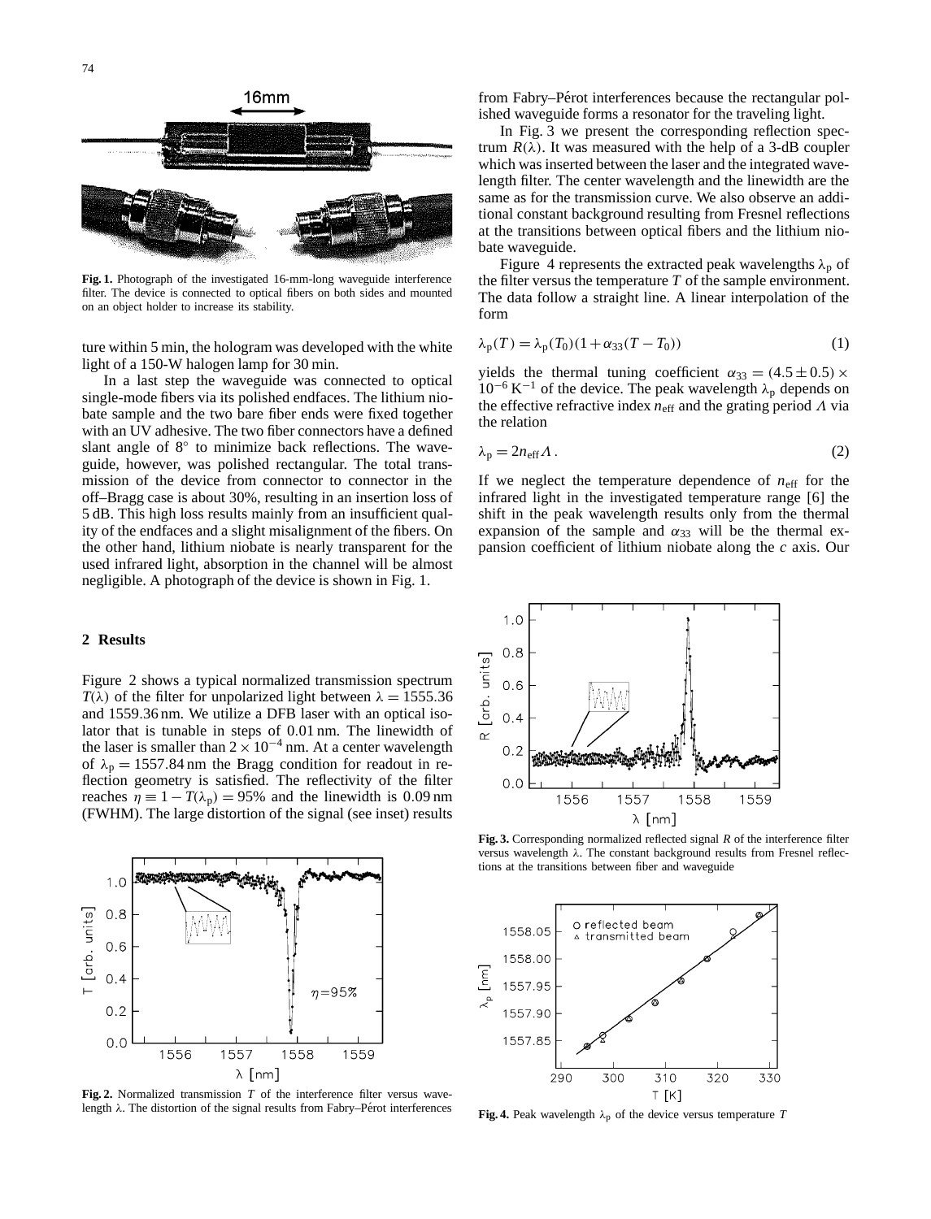Fig. 1. Photograph of the investigated 16-mm-long waveguide interference filter. The device is connected to optical fibers on both sides and mounted on an object holder to increase its stability.

ture within 5 min, the hologram was developed with the white light of a 150-W halogen lamp for 30 min.

In a last step the waveguide was connected to optical single-mode fibers via its polished endfaces. The lithium niobate sample and the two bare fiber ends were fixed together with an UV adhesive. The two fiber connectors have a defined slant angle of 8° to minimize back reflections. The waveguide, however, was polished rectangular. The total transmission of the device from connector to connector in the off–Bragg case is about 30%, resulting in an insertion loss of 5 dB. This high loss results mainly from an insufficient quality of the endfaces and a slight misalignment of the fibers. On the other hand, lithium niobate is nearly transparent for the used infrared light, absorption in the channel will be almost negligible. A photograph of the device is shown in Fig. 1.

## 2 Results

Figure 2 shows a typical normalized transmission spectrum $T(\lambda)$ of the filter for unpolarized light between $\lambda = 1555.36$ and 1559.36 nm. We utilize a DFB laser with an optical isolator that is tunable in steps of 0.01 nm. The linewidth of the laser is smaller than $2 \times 10^{-4}$ nm. At a center wavelength of $\lambda_p = 1557.84$ nm the Bragg condition for readout in reflection geometry is satisfied. The reflectivity of the filter reaches $\eta \equiv 1 - T(\lambda_p) = 95\%$ and the linewidth is 0.09 nm (FWHM). The large distortion of the signal (see inset) results from Fabry–Pérot interferences because the rectangular polished waveguide forms a resonator for the traveling light.

Fig. 2. Normalized transmission $T$ of the interference filter versus wavelength $\lambda$. The distortion of the signal results from Fabry–Pérot interferences

In Fig. 3 we present the corresponding reflection spectrum $R(\lambda)$. It was measured with the help of a 3-dB coupler which was inserted between the laser and the integrated wavelength filter. The center wavelength and the linewidth are the same as for the transmission curve. We also observe an additional constant background resulting from Fresnel reflections at the transitions between optical fibers and the lithium niobate waveguide.

Figure 4 represents the extracted peak wavelengths $\lambda_p$ of the filter versus the temperature $T$ of the sample environment. The data follow a straight line. A linear interpolation of the form

$$\lambda_p(T) = \lambda_p(T_0)(1 + \alpha_{33}(T - T_0)) \tag{1}$$

yields the thermal tuning coefficient $\alpha_{33} = (4.5 \pm 0.5) \times 10^{-6}\,\mathrm{K}^{-1}$ of the device. The peak wavelength $\lambda_p$ depends on the effective refractive index $n_{\mathrm{eff}}$ and the grating period $\Lambda$ via the relation

$$\lambda_p = 2 n_{\mathrm{eff}} \Lambda\,. \tag{2}$$

If we neglect the temperature dependence of $n_{\mathrm{eff}}$ for the infrared light in the investigated temperature range [6] the shift in the peak wavelength results only from the thermal expansion of the sample and $\alpha_{33}$ will be the thermal expansion coefficient of lithium niobate along the $c$ axis. Our

Fig. 3. Corresponding normalized reflected signal $R$ of the interference filter versus wavelength $\lambda$. The constant background results from Fresnel reflections at the transitions between fiber and waveguide

Fig. 4. Peak wavelength $\lambda_p$ of the device versus temperature $T$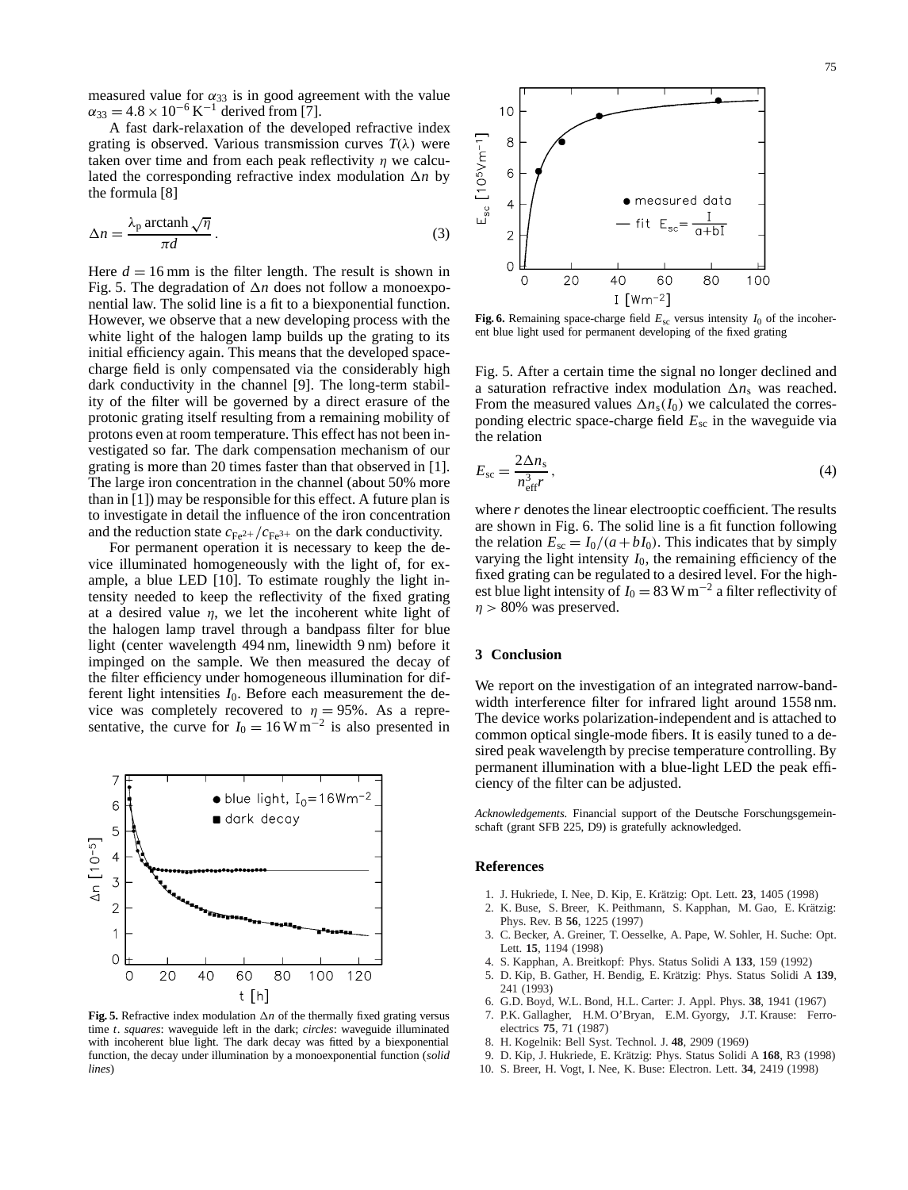measured value for $\alpha_{33}$ is in good agreement with the value $\alpha_{33} = 4.8 \times 10^{-6}\,\mathrm{K}^{-1}$ derived from [7].

A fast dark-relaxation of the developed refractive index grating is observed. Various transmission curves $T(\lambda)$ were taken over time and from each peak reflectivity $\eta$ we calculated the corresponding refractive index modulation $\Delta n$ by the formula [8]

$$\Delta n = \frac{\lambda_{\mathrm{p}} \operatorname{arctanh} \sqrt{\eta}}{\pi d} . \tag{3}$$

Here $d = 16$ mm is the filter length. The result is shown in Fig. 5. The degradation of $\Delta n$ does not follow a monoexponential law. The solid line is a fit to a biexponential function. However, we observe that a new developing process with the white light of the halogen lamp builds up the grating to its initial efficiency again. This means that the developed space-charge field is only compensated via the considerably high dark conductivity in the channel [9]. The long-term stability of the filter will be governed by a direct erasure of the protonic grating itself resulting from a remaining mobility of protons even at room temperature. This effect has not been investigated so far. The dark compensation mechanism of our grating is more than 20 times faster than that observed in [1]. The large iron concentration in the channel (about 50% more than in [1]) may be responsible for this effect. A future plan is to investigate in detail the influence of the iron concentration and the reduction state $c_{\mathrm{Fe}^{2+}}/c_{\mathrm{Fe}^{3+}}$ on the dark conductivity.

For permanent operation it is necessary to keep the device illuminated homogeneously with the light of, for example, a blue LED [10]. To estimate roughly the light intensity needed to keep the reflectivity of the fixed grating at a desired value $\eta$, we let the incoherent white light of the halogen lamp travel through a bandpass filter for blue light (center wavelength 494 nm, linewidth 9 nm) before it impinged on the sample. We then measured the decay of the filter efficiency under homogeneous illumination for different light intensities $I_0$. Before each measurement the device was completely recovered to $\eta = 95\%$. As a representative, the curve for $I_0 = 16\,\mathrm{W\,m^{-2}}$ is also presented in Fig. 5. After a certain time the signal no longer declined and a saturation refractive index modulation $\Delta n_{\mathrm{s}}$ was reached. From the measured values $\Delta n_{\mathrm{s}}(I_0)$ we calculated the corresponding electric space-charge field $E_{\mathrm{sc}}$ in the waveguide via the relation

$$E_{\mathrm{sc}} = \frac{2\Delta n_{\mathrm{s}}}{n_{\mathrm{eff}}^3 r} , \tag{4}$$

where $r$ denotes the linear electrooptic coefficient. The results are shown in Fig. 6. The solid line is a fit function following the relation $E_{\mathrm{sc}} = I_0/(a + bI_0)$. This indicates that by simply varying the light intensity $I_0$, the remaining efficiency of the fixed grating can be regulated to a desired level. For the highest blue light intensity of $I_0 = 83\,\mathrm{W\,m^{-2}}$ a filter reflectivity of $\eta > 80\%$ was preserved.

0 20 40 60 80 100 120
t [h]
Δn [10⁻⁵]
0 1 2 3 4 5 6 7
● blue light, I₀=16Wm⁻²
■ dark decay

**Fig. 5.** Refractive index modulation $\Delta n$ of the thermally fixed grating versus time $t$. *squares*: waveguide left in the dark; *circles*: waveguide illuminated with incoherent blue light. The dark decay was fitted by a biexponential function, the decay under illumination by a monoexponential function (*solid lines*)

0 20 40 60 80 100
I [Wm⁻²]
E_sc [10⁵Vm⁻¹]
0 2 4 6 8 10
● measured data
— fit $E_{sc} = \frac{I}{a+bI}$

**Fig. 6.** Remaining space-charge field $E_{\mathrm{sc}}$ versus intensity $I_0$ of the incoherent blue light used for permanent developing of the fixed grating

## 3 Conclusion

We report on the investigation of an integrated narrow-bandwidth interference filter for infrared light around 1558 nm. The device works polarization-independent and is attached to common optical single-mode fibers. It is easily tuned to a desired peak wavelength by precise temperature controlling. By permanent illumination with a blue-light LED the peak efficiency of the filter can be adjusted.

*Acknowledgements.* Financial support of the Deutsche Forschungsgemeinschaft (grant SFB 225, D9) is gratefully acknowledged.

## References

1. J. Hukriede, I. Nee, D. Kip, E. Krätzig: Opt. Lett. **23**, 1405 (1998)
2. K. Buse, S. Breer, K. Peithmann, S. Kapphan, M. Gao, E. Krätzig: Phys. Rev. B **56**, 1225 (1997)
3. C. Becker, A. Greiner, T. Oesselke, A. Pape, W. Sohler, H. Suche: Opt. Lett. **15**, 1194 (1998)
4. S. Kapphan, A. Breitkopf: Phys. Status Solidi A **133**, 159 (1992)
5. D. Kip, B. Gather, H. Bendig, E. Krätzig: Phys. Status Solidi A **139**, 241 (1993)
6. G.D. Boyd, W.L. Bond, H.L. Carter: J. Appl. Phys. **38**, 1941 (1967)
7. P.K. Gallagher, H.M. O'Bryan, E.M. Gyorgy, J.T. Krause: Ferroelectrics **75**, 71 (1987)
8. H. Kogelnik: Bell Syst. Technol. J. **48**, 2909 (1969)
9. D. Kip, J. Hukriede, E. Krätzig: Phys. Status Solidi A **168**, R3 (1998)
10. S. Breer, H. Vogt, I. Nee, K. Buse: Electron. Lett. **34**, 2419 (1998)